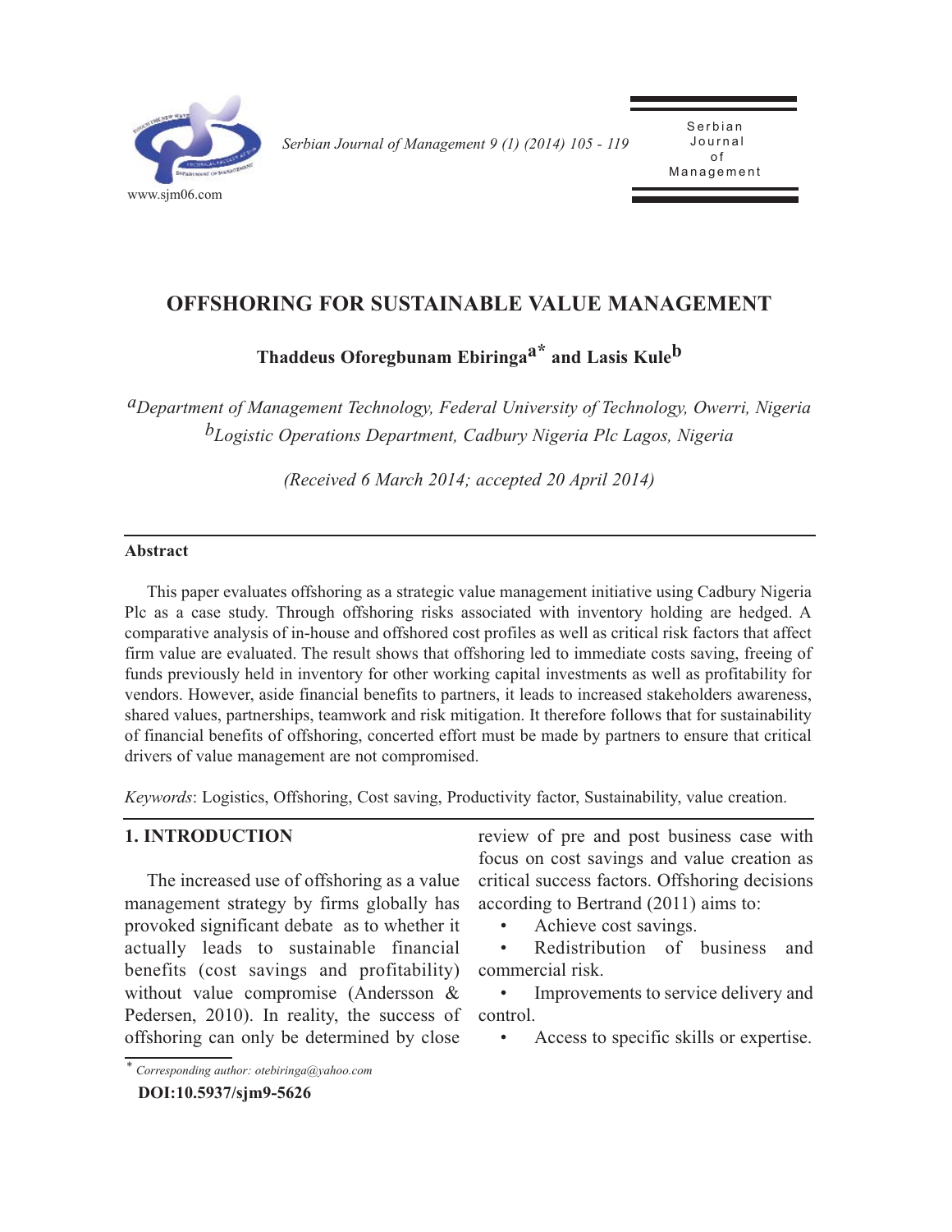# OFFSHORING FOR SUSTAINABLE VALUE MANAGEMENT

**Thaddeus Oforegbunam Ebiringa[a*] and Lasis Kule[b]**

*[a]Department of Management Technology, Federal University of Technology, Owerri, Nigeria*
*[b]Logistic Operations Department, Cadbury Nigeria Plc Lagos, Nigeria*

*(Received 6 March 2014; accepted 20 April 2014)*

---

**Abstract**

This paper evaluates offshoring as a strategic value management initiative using Cadbury Nigeria Plc as a case study. Through offshoring risks associated with inventory holding are hedged. A comparative analysis of in-house and offshored cost profiles as well as critical risk factors that affect firm value are evaluated. The result shows that offshoring led to immediate costs saving, freeing of funds previously held in inventory for other working capital investments as well as profitability for vendors. However, aside financial benefits to partners, it leads to increased stakeholders awareness, shared values, partnerships, teamwork and risk mitigation. It therefore follows that for sustainability of financial benefits of offshoring, concerted effort must be made by partners to ensure that critical drivers of value management are not compromised.

*Keywords*: Logistics, Offshoring, Cost saving, Productivity factor, Sustainability, value creation.

---

## 1. INTRODUCTION

The increased use of offshoring as a value management strategy by firms globally has provoked significant debate as to whether it actually leads to sustainable financial benefits (cost savings and profitability) without value compromise (Andersson & Pedersen, 2010). In reality, the success of offshoring can only be determined by close review of pre and post business case with focus on cost savings and value creation as critical success factors. Offshoring decisions according to Bertrand (2011) aims to:

- Achieve cost savings.
- Redistribution of business and commercial risk.
- Improvements to service delivery and control.
- Access to specific skills or expertise.

---

\* *Corresponding author: otebiringa@yahoo.com*

**DOI:10.5937/sjm9-5626**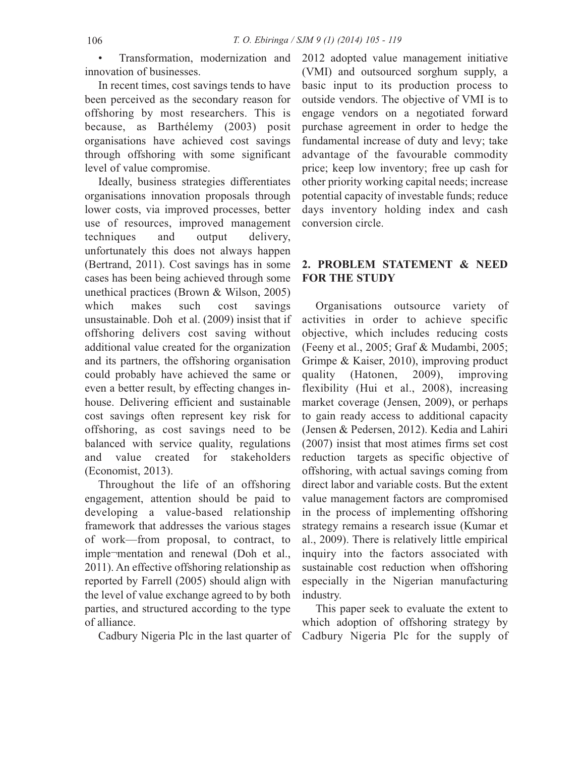• Transformation, modernization and innovation of businesses.

In recent times, cost savings tends to have been perceived as the secondary reason for offshoring by most researchers. This is because, as Barthélemy (2003) posit organisations have achieved cost savings through offshoring with some significant level of value compromise.

Ideally, business strategies differentiates organisations innovation proposals through lower costs, via improved processes, better use of resources, improved management techniques and output delivery, unfortunately this does not always happen (Bertrand, 2011). Cost savings has in some cases has been being achieved through some unethical practices (Brown & Wilson, 2005) which makes such cost savings unsustainable. Doh et al. (2009) insist that if offshoring delivers cost saving without additional value created for the organization and its partners, the offshoring organisation could probably have achieved the same or even a better result, by effecting changes in-house. Delivering efficient and sustainable cost savings often represent key risk for offshoring, as cost savings need to be balanced with service quality, regulations and value created for stakeholders (Economist, 2013).

Throughout the life of an offshoring engagement, attention should be paid to developing a value-based relationship framework that addresses the various stages of work—from proposal, to contract, to imple¬mentation and renewal (Doh et al., 2011). An effective offshoring relationship as reported by Farrell (2005) should align with the level of value exchange agreed to by both parties, and structured according to the type of alliance.

Cadbury Nigeria Plc in the last quarter of 2012 adopted value management initiative (VMI) and outsourced sorghum supply, a basic input to its production process to outside vendors. The objective of VMI is to engage vendors on a negotiated forward purchase agreement in order to hedge the fundamental increase of duty and levy; take advantage of the favourable commodity price; keep low inventory; free up cash for other priority working capital needs; increase potential capacity of investable funds; reduce days inventory holding index and cash conversion circle.

## 2. PROBLEM STATEMENT & NEED FOR THE STUDY

Organisations outsource variety of activities in order to achieve specific objective, which includes reducing costs (Feeny et al., 2005; Graf & Mudambi, 2005; Grimpe & Kaiser, 2010), improving product quality (Hatonen, 2009), improving flexibility (Hui et al., 2008), increasing market coverage (Jensen, 2009), or perhaps to gain ready access to additional capacity (Jensen & Pedersen, 2012). Kedia and Lahiri (2007) insist that most atimes firms set cost reduction targets as specific objective of offshoring, with actual savings coming from direct labor and variable costs. But the extent value management factors are compromised in the process of implementing offshoring strategy remains a research issue (Kumar et al., 2009). There is relatively little empirical inquiry into the factors associated with sustainable cost reduction when offshoring especially in the Nigerian manufacturing industry.

This paper seek to evaluate the extent to which adoption of offshoring strategy by Cadbury Nigeria Plc for the supply of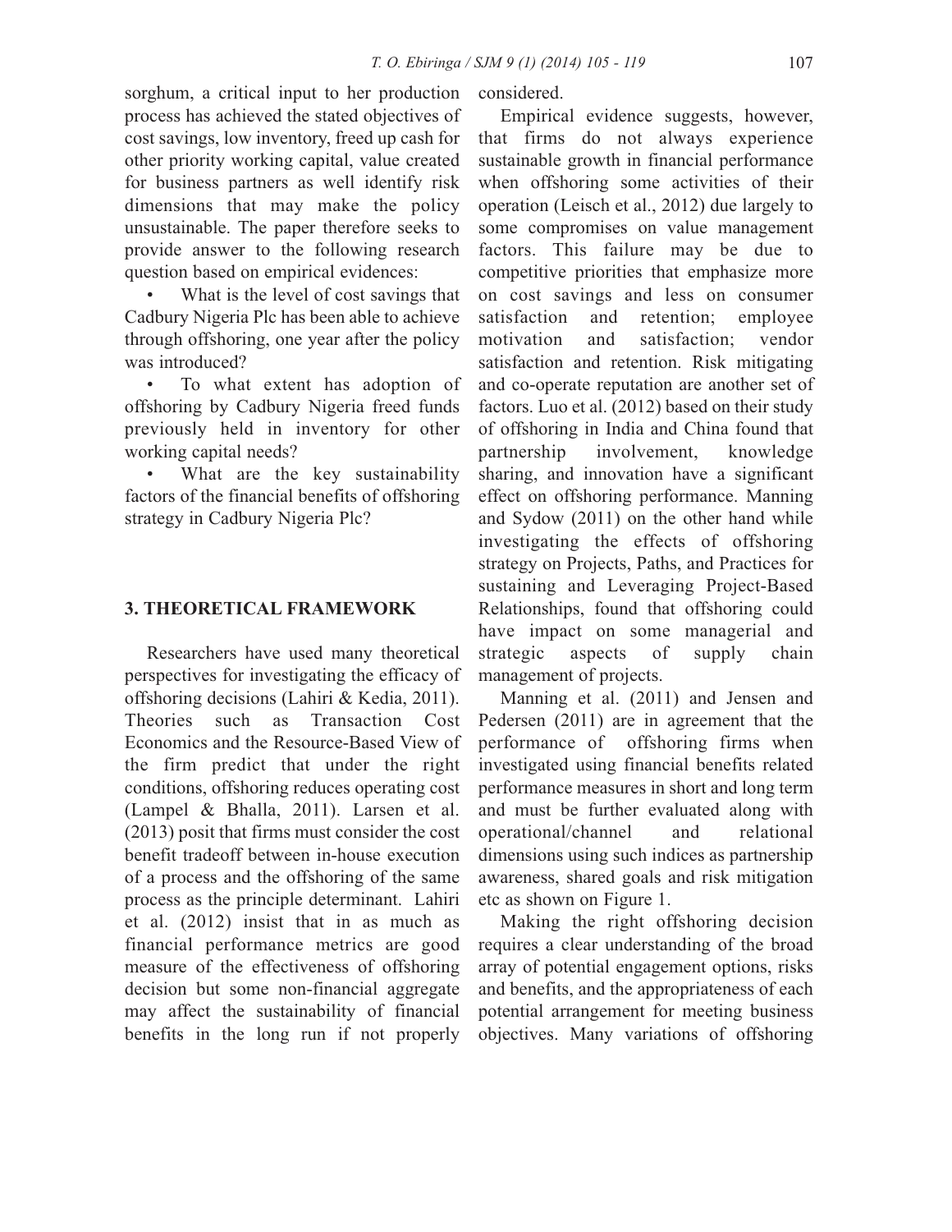sorghum, a critical input to her production process has achieved the stated objectives of cost savings, low inventory, freed up cash for other priority working capital, value created for business partners as well identify risk dimensions that may make the policy unsustainable. The paper therefore seeks to provide answer to the following research question based on empirical evidences:

- What is the level of cost savings that Cadbury Nigeria Plc has been able to achieve through offshoring, one year after the policy was introduced?
- To what extent has adoption of offshoring by Cadbury Nigeria freed funds previously held in inventory for other working capital needs?
- What are the key sustainability factors of the financial benefits of offshoring strategy in Cadbury Nigeria Plc?

## 3. THEORETICAL FRAMEWORK

Researchers have used many theoretical perspectives for investigating the efficacy of offshoring decisions (Lahiri & Kedia, 2011). Theories such as Transaction Cost Economics and the Resource-Based View of the firm predict that under the right conditions, offshoring reduces operating cost (Lampel & Bhalla, 2011). Larsen et al. (2013) posit that firms must consider the cost benefit tradeoff between in-house execution of a process and the offshoring of the same process as the principle determinant. Lahiri et al. (2012) insist that in as much as financial performance metrics are good measure of the effectiveness of offshoring decision but some non-financial aggregate may affect the sustainability of financial benefits in the long run if not properly considered.

Empirical evidence suggests, however, that firms do not always experience sustainable growth in financial performance when offshoring some activities of their operation (Leisch et al., 2012) due largely to some compromises on value management factors. This failure may be due to competitive priorities that emphasize more on cost savings and less on consumer satisfaction and retention; employee motivation and satisfaction; vendor satisfaction and retention. Risk mitigating and co-operate reputation are another set of factors. Luo et al. (2012) based on their study of offshoring in India and China found that partnership involvement, knowledge sharing, and innovation have a significant effect on offshoring performance. Manning and Sydow (2011) on the other hand while investigating the effects of offshoring strategy on Projects, Paths, and Practices for sustaining and Leveraging Project-Based Relationships, found that offshoring could have impact on some managerial and strategic aspects of supply chain management of projects.

Manning et al. (2011) and Jensen and Pedersen (2011) are in agreement that the performance of offshoring firms when investigated using financial benefits related performance measures in short and long term and must be further evaluated along with operational/channel and relational dimensions using such indices as partnership awareness, shared goals and risk mitigation etc as shown on Figure 1.

Making the right offshoring decision requires a clear understanding of the broad array of potential engagement options, risks and benefits, and the appropriateness of each potential arrangement for meeting business objectives. Many variations of offshoring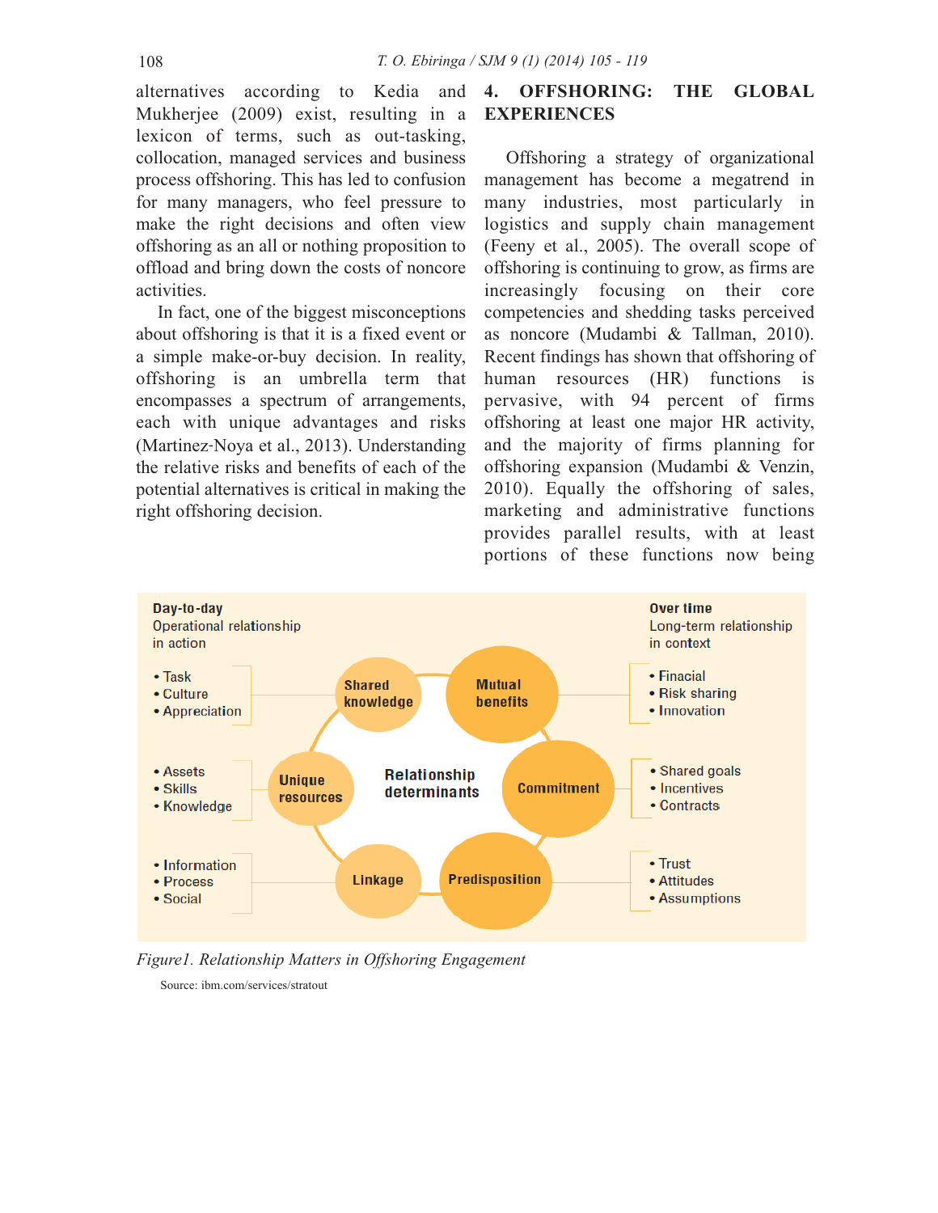alternatives according to Kedia and Mukherjee (2009) exist, resulting in a lexicon of terms, such as out-tasking, collocation, managed services and business process offshoring. This has led to confusion for many managers, who feel pressure to make the right decisions and often view offshoring as an all or nothing proposition to offload and bring down the costs of noncore activities.

In fact, one of the biggest misconceptions about offshoring is that it is a fixed event or a simple make-or-buy decision. In reality, offshoring is an umbrella term that encompasses a spectrum of arrangements, each with unique advantages and risks (Martinez-Noya et al., 2013). Understanding the relative risks and benefits of each of the potential alternatives is critical in making the right offshoring decision.

## 4. OFFSHORING: THE GLOBAL EXPERIENCES

Offshoring a strategy of organizational management has become a megatrend in many industries, most particularly in logistics and supply chain management (Feeny et al., 2005). The overall scope of offshoring is continuing to grow, as firms are increasingly focusing on their core competencies and shedding tasks perceived as noncore (Mudambi & Tallman, 2010). Recent findings has shown that offshoring of human resources (HR) functions is pervasive, with 94 percent of firms offshoring at least one major HR activity, and the majority of firms planning for offshoring expansion (Mudambi & Venzin, 2010). Equally the offshoring of sales, marketing and administrative functions provides parallel results, with at least portions of these functions now being

*Figure1. Relationship Matters in Offshoring Engagement*

Source: ibm.com/services/stratout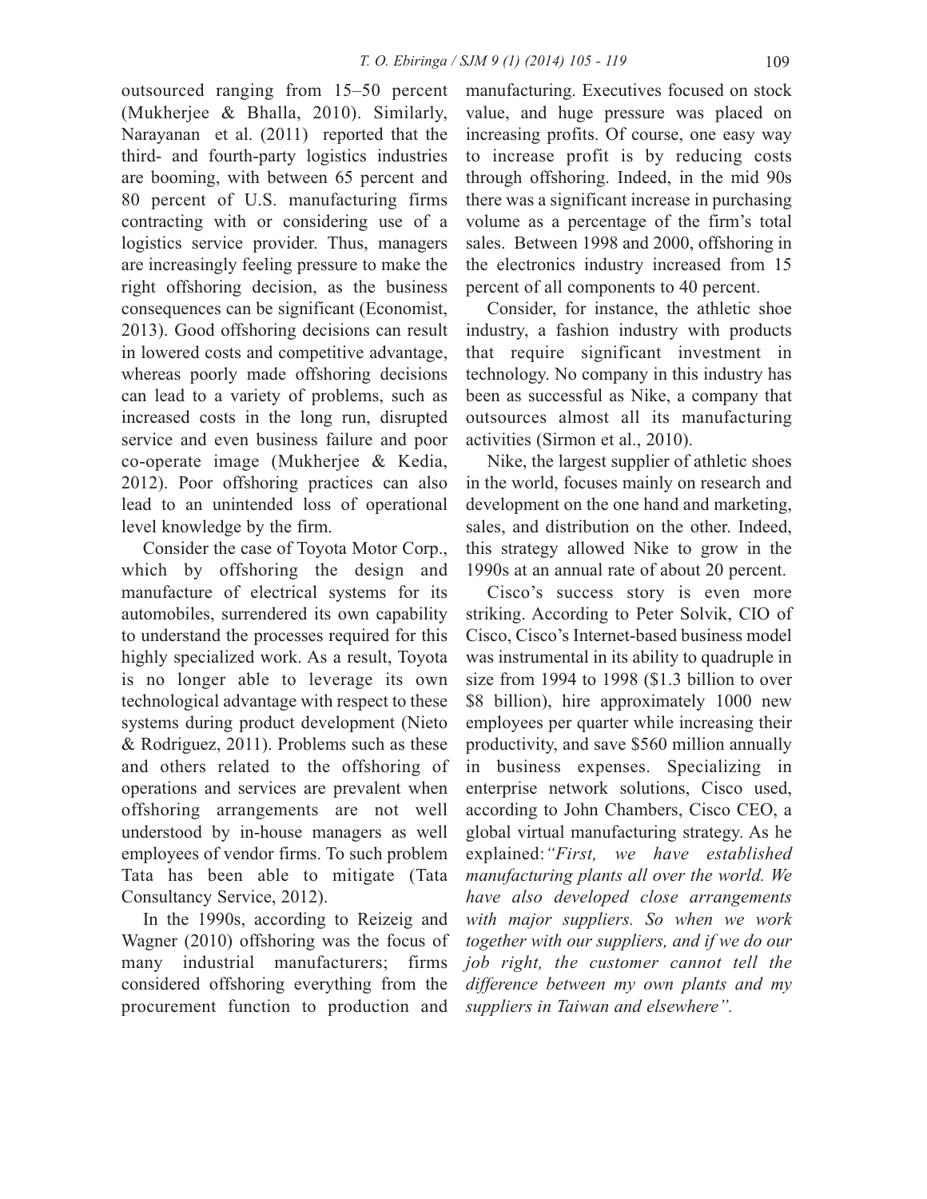outsourced ranging from 15–50 percent (Mukherjee & Bhalla, 2010). Similarly, Narayanan et al. (2011) reported that the third- and fourth-party logistics industries are booming, with between 65 percent and 80 percent of U.S. manufacturing firms contracting with or considering use of a logistics service provider. Thus, managers are increasingly feeling pressure to make the right offshoring decision, as the business consequences can be significant (Economist, 2013). Good offshoring decisions can result in lowered costs and competitive advantage, whereas poorly made offshoring decisions can lead to a variety of problems, such as increased costs in the long run, disrupted service and even business failure and poor co-operate image (Mukherjee & Kedia, 2012). Poor offshoring practices can also lead to an unintended loss of operational level knowledge by the firm.

Consider the case of Toyota Motor Corp., which by offshoring the design and manufacture of electrical systems for its automobiles, surrendered its own capability to understand the processes required for this highly specialized work. As a result, Toyota is no longer able to leverage its own technological advantage with respect to these systems during product development (Nieto & Rodriguez, 2011). Problems such as these and others related to the offshoring of operations and services are prevalent when offshoring arrangements are not well understood by in-house managers as well employees of vendor firms. To such problem Tata has been able to mitigate (Tata Consultancy Service, 2012).

In the 1990s, according to Reizeig and Wagner (2010) offshoring was the focus of many industrial manufacturers; firms considered offshoring everything from the procurement function to production and manufacturing. Executives focused on stock value, and huge pressure was placed on increasing profits. Of course, one easy way to increase profit is by reducing costs through offshoring. Indeed, in the mid 90s there was a significant increase in purchasing volume as a percentage of the firm's total sales. Between 1998 and 2000, offshoring in the electronics industry increased from 15 percent of all components to 40 percent.

Consider, for instance, the athletic shoe industry, a fashion industry with products that require significant investment in technology. No company in this industry has been as successful as Nike, a company that outsources almost all its manufacturing activities (Sirmon et al., 2010).

Nike, the largest supplier of athletic shoes in the world, focuses mainly on research and development on the one hand and marketing, sales, and distribution on the other. Indeed, this strategy allowed Nike to grow in the 1990s at an annual rate of about 20 percent.

Cisco's success story is even more striking. According to Peter Solvik, CIO of Cisco, Cisco's Internet-based business model was instrumental in its ability to quadruple in size from 1994 to 1998 ($1.3 billion to over $8 billion), hire approximately 1000 new employees per quarter while increasing their productivity, and save $560 million annually in business expenses. Specializing in enterprise network solutions, Cisco used, according to John Chambers, Cisco CEO, a global virtual manufacturing strategy. As he explained: *"First, we have established manufacturing plants all over the world. We have also developed close arrangements with major suppliers. So when we work together with our suppliers, and if we do our job right, the customer cannot tell the difference between my own plants and my suppliers in Taiwan and elsewhere".*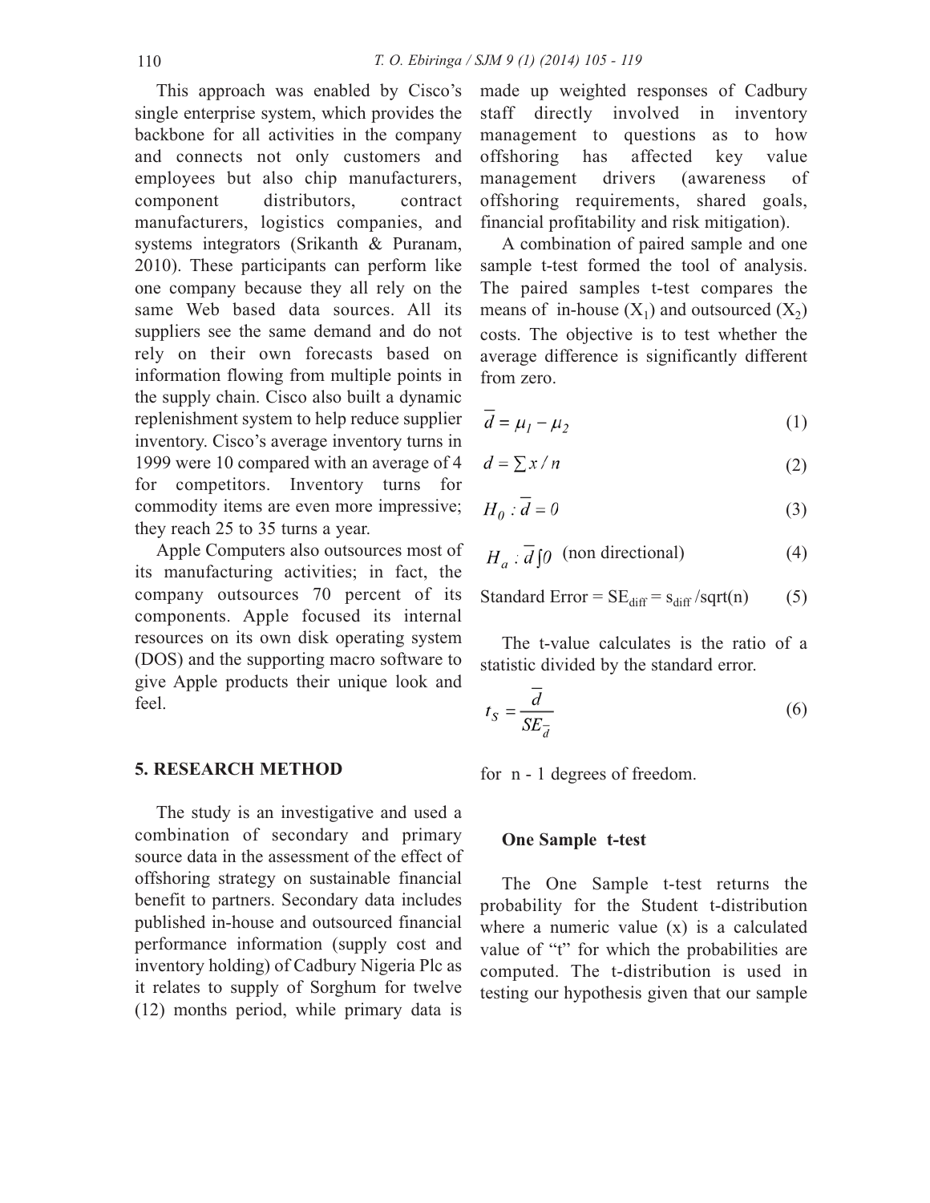This approach was enabled by Cisco's single enterprise system, which provides the backbone for all activities in the company and connects not only customers and employees but also chip manufacturers, component distributors, contract manufacturers, logistics companies, and systems integrators (Srikanth & Puranam, 2010). These participants can perform like one company because they all rely on the same Web based data sources. All its suppliers see the same demand and do not rely on their own forecasts based on information flowing from multiple points in the supply chain. Cisco also built a dynamic replenishment system to help reduce supplier inventory. Cisco's average inventory turns in 1999 were 10 compared with an average of 4 for competitors. Inventory turns for commodity items are even more impressive; they reach 25 to 35 turns a year.

Apple Computers also outsources most of its manufacturing activities; in fact, the company outsources 70 percent of its components. Apple focused its internal resources on its own disk operating system (DOS) and the supporting macro software to give Apple products their unique look and feel.

## 5. RESEARCH METHOD

The study is an investigative and used a combination of secondary and primary source data in the assessment of the effect of offshoring strategy on sustainable financial benefit to partners. Secondary data includes published in-house and outsourced financial performance information (supply cost and inventory holding) of Cadbury Nigeria Plc as it relates to supply of Sorghum for twelve (12) months period, while primary data is made up weighted responses of Cadbury staff directly involved in inventory management to questions as to how offshoring has affected key value management drivers (awareness of offshoring requirements, shared goals, financial profitability and risk mitigation).

A combination of paired sample and one sample t-test formed the tool of analysis. The paired samples t-test compares the means of in-house ($X_1$) and outsourced ($X_2$) costs. The objective is to test whether the average difference is significantly different from zero.

$$\bar{d} = \mu_1 - \mu_2 \tag{1}$$

$$d = \sum x / n \tag{2}$$

$$H_0 : \bar{d} = 0 \tag{3}$$

$$H_a : \bar{d} \neq 0 \quad \text{(non directional)} \tag{4}$$

$$\text{Standard Error} = SE_{diff} = s_{diff} / \text{sqrt}(n) \tag{5}$$

The t-value calculates is the ratio of a statistic divided by the standard error.

$$t_S = \frac{\bar{d}}{SE_{\bar{d}}} \tag{6}$$

for n - 1 degrees of freedom.

### One Sample t-test

The One Sample t-test returns the probability for the Student t-distribution where a numeric value (x) is a calculated value of "t" for which the probabilities are computed. The t-distribution is used in testing our hypothesis given that our sample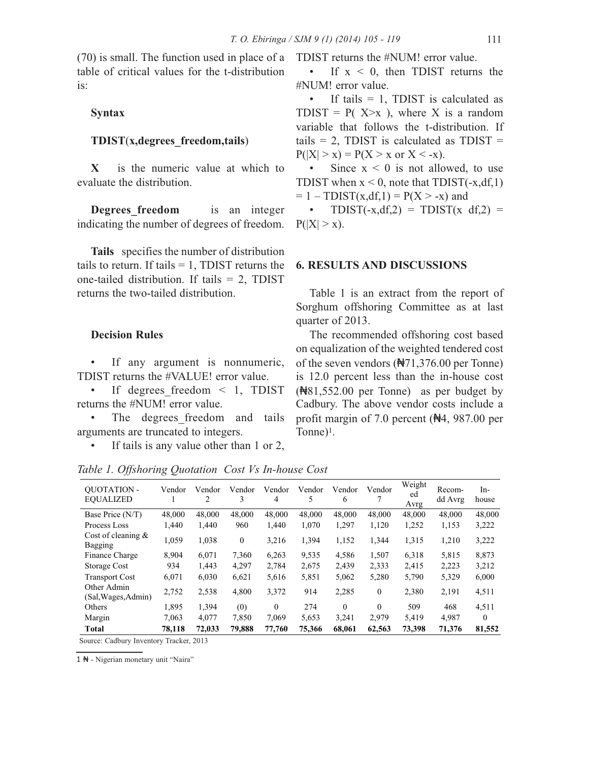(70) is small. The function used in place of a table of critical values for the t-distribution is:

**Syntax**

**TDIST(x,degrees_freedom,tails)**

**X** is the numeric value at which to evaluate the distribution.

**Degrees_freedom** is an integer indicating the number of degrees of freedom.

**Tails** specifies the number of distribution tails to return. If tails = 1, TDIST returns the one-tailed distribution. If tails = 2, TDIST returns the two-tailed distribution.

**Decision Rules**

- If any argument is nonnumeric, TDIST returns the #VALUE! error value.
- If degrees_freedom < 1, TDIST returns the #NUM! error value.
- The degrees_freedom and tails arguments are truncated to integers.
- If tails is any value other than 1 or 2, TDIST returns the #NUM! error value.
- If x < 0, then TDIST returns the #NUM! error value.
- If tails = 1, TDIST is calculated as TDIST = P( X>x ), where X is a random variable that follows the t-distribution. If tails = 2, TDIST is calculated as TDIST = P(|X| > x) = P(X > x or X < -x).
- Since x < 0 is not allowed, to use TDIST when x < 0, note that TDIST(-x,df,1) = 1 – TDIST(x,df,1) = P(X > -x) and
- TDIST(-x,df,2) = TDIST(x df,2) = P(|X| > x).

## 6. RESULTS AND DISCUSSIONS

Table 1 is an extract from the report of Sorghum offshoring Committee as at last quarter of 2013.

The recommended offshoring cost based on equalization of the weighted tendered cost of the seven vendors (₦71,376.00 per Tonne) is 12.0 percent less than the in-house cost (₦81,552.00 per Tonne) as per budget by Cadbury. The above vendor costs include a profit margin of 7.0 percent (₦4, 987.00 per Tonne)[1].

*Table 1. Offshoring Quotation Cost Vs In-house Cost*

| QUOTATION - EQUALIZED | Vendor 1 | Vendor 2 | Vendor 3 | Vendor 4 | Vendor 5 | Vendor 6 | Vendor 7 | Weighted Avrg | Recom-dd Avrg | In-house |
|---|---|---|---|---|---|---|---|---|---|---|
| Base Price (N/T) | 48,000 | 48,000 | 48,000 | 48,000 | 48,000 | 48,000 | 48,000 | 48,000 | 48,000 | 48,000 |
| Process Loss | 1,440 | 1,440 | 960 | 1,440 | 1,070 | 1,297 | 1,120 | 1,252 | 1,153 | 3,222 |
| Cost of cleaning & Bagging | 1,059 | 1,038 | 0 | 3,216 | 1,394 | 1,152 | 1,344 | 1,315 | 1,210 | 3,222 |
| Finance Charge | 8,904 | 6,071 | 7,360 | 6,263 | 9,535 | 4,586 | 1,507 | 6,318 | 5,815 | 8,873 |
| Storage Cost | 934 | 1,443 | 4,297 | 2,784 | 2,675 | 2,439 | 2,333 | 2,415 | 2,223 | 3,212 |
| Transport Cost | 6,071 | 6,030 | 6,621 | 5,616 | 5,851 | 5,062 | 5,280 | 5,790 | 5,329 | 6,000 |
| Other Admin (Sal,Wages,Admin) | 2,752 | 2,538 | 4,800 | 3,372 | 914 | 2,285 | 0 | 2,380 | 2,191 | 4,511 |
| Others | 1,895 | 1,394 | (0) | 0 | 274 | 0 | 0 | 509 | 468 | 4,511 |
| Margin | 7,063 | 4,077 | 7,850 | 7,069 | 5,653 | 3,241 | 2,979 | 5,419 | 4,987 | 0 |
| **Total** | **78,118** | **72,033** | **79,888** | **77,760** | **75,366** | **68,061** | **62,563** | **73,398** | **71,376** | **81,552** |

Source: Cadbury Inventory Tracker, 2013

[1] ₦ - Nigerian monetary unit "Naira"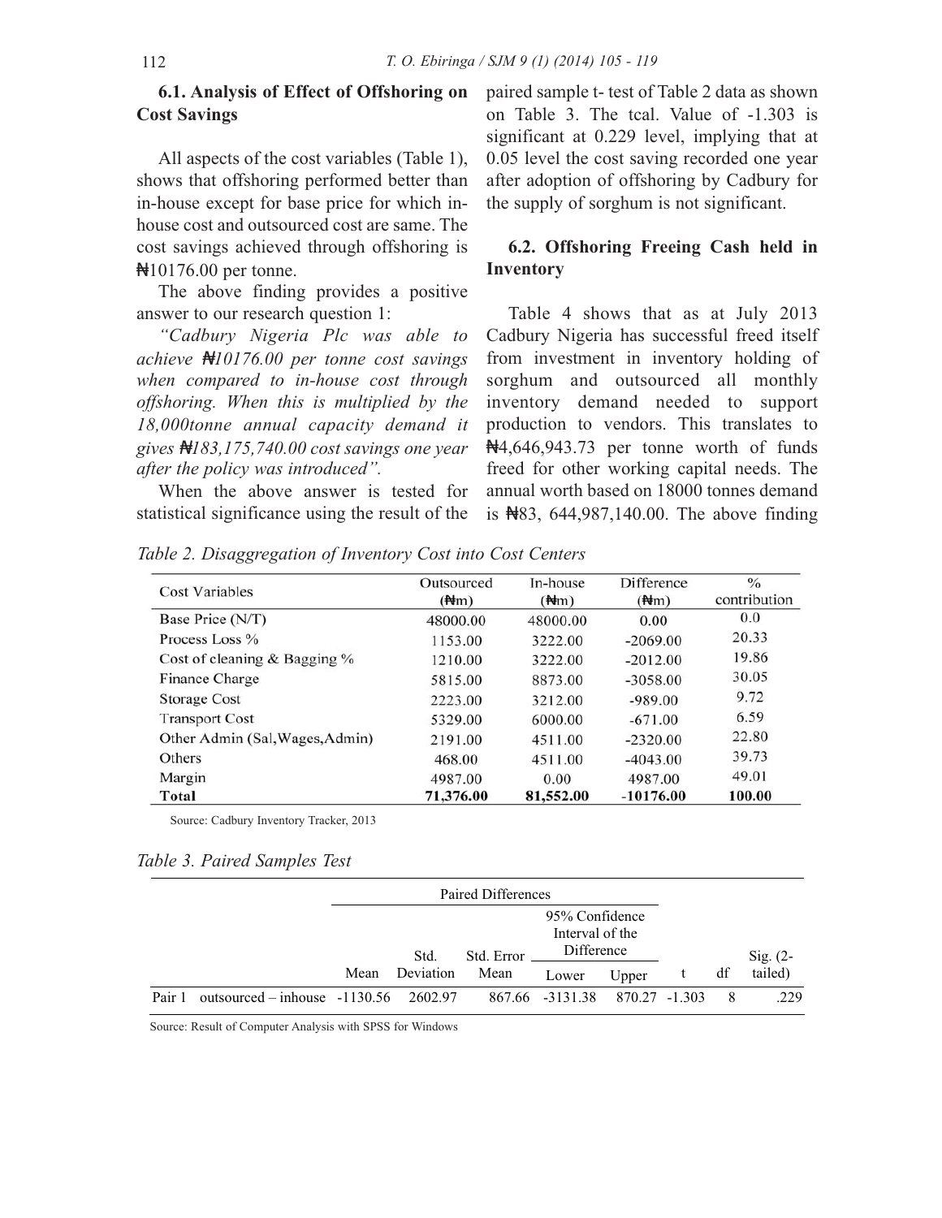### 6.1. Analysis of Effect of Offshoring on Cost Savings

All aspects of the cost variables (Table 1), shows that offshoring performed better than in-house except for base price for which in-house cost and outsourced cost are same. The cost savings achieved through offshoring is ₦10176.00 per tonne.

The above finding provides a positive answer to our research question 1:

*"Cadbury Nigeria Plc was able to achieve ₦10176.00 per tonne cost savings when compared to in-house cost through offshoring. When this is multiplied by the 18,000tonne annual capacity demand it gives ₦183,175,740.00 cost savings one year after the policy was introduced".*

When the above answer is tested for statistical significance using the result of the paired sample t- test of Table 2 data as shown on Table 3. The tcal. Value of -1.303 is significant at 0.229 level, implying that at 0.05 level the cost saving recorded one year after adoption of offshoring by Cadbury for the supply of sorghum is not significant.

### 6.2. Offshoring Freeing Cash held in Inventory

Table 4 shows that as at July 2013 Cadbury Nigeria has successful freed itself from investment in inventory holding of sorghum and outsourced all monthly inventory demand needed to support production to vendors. This translates to ₦4,646,943.73 per tonne worth of funds freed for other working capital needs. The annual worth based on 18000 tonnes demand is ₦83, 644,987,140.00. The above finding

*Table 2. Disaggregation of Inventory Cost into Cost Centers*

| Cost Variables | Outsourced (₦m) | In-house (₦m) | Difference (₦m) | % contribution |
|---|---|---|---|---|
| Base Price (N/T) | 48000.00 | 48000.00 | 0.00 | 0.0 |
| Process Loss % | 1153.00 | 3222.00 | -2069.00 | 20.33 |
| Cost of cleaning & Bagging % | 1210.00 | 3222.00 | -2012.00 | 19.86 |
| Finance Charge | 5815.00 | 8873.00 | -3058.00 | 30.05 |
| Storage Cost | 2223.00 | 3212.00 | -989.00 | 9.72 |
| Transport Cost | 5329.00 | 6000.00 | -671.00 | 6.59 |
| Other Admin (Sal,Wages,Admin) | 2191.00 | 4511.00 | -2320.00 | 22.80 |
| Others | 468.00 | 4511.00 | -4043.00 | 39.73 |
| Margin | 4987.00 | 0.00 | 4987.00 | 49.01 |
| **Total** | **71,376.00** | **81,552.00** | **-10176.00** | **100.00** |

Source: Cadbury Inventory Tracker, 2013

*Table 3. Paired Samples Test*

| | | Paired Differences | | | | | | | |
|---|---|---|---|---|---|---|---|---|---|
| | | | | | 95% Confidence Interval of the Difference | | | | |
| | | Mean | Std. Deviation | Std. Error Mean | Lower | Upper | t | df | Sig. (2-tailed) |
| Pair 1 | outsourced – inhouse | -1130.56 | 2602.97 | 867.66 | -3131.38 | 870.27 | -1.303 | 8 | .229 |

Source: Result of Computer Analysis with SPSS for Windows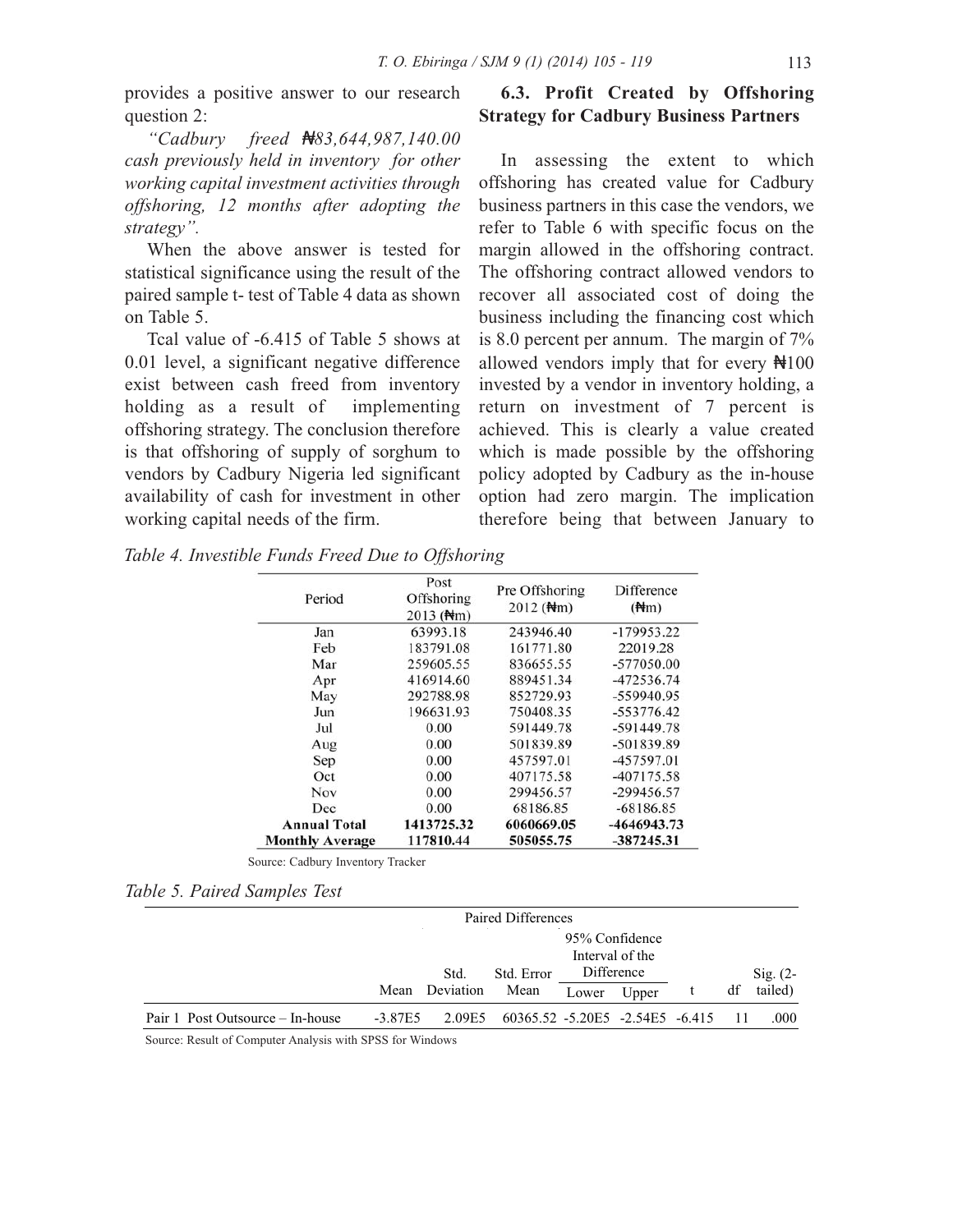provides a positive answer to our research question 2:

*"Cadbury freed ₦83,644,987,140.00 cash previously held in inventory for other working capital investment activities through offshoring, 12 months after adopting the strategy".*

When the above answer is tested for statistical significance using the result of the paired sample t- test of Table 4 data as shown on Table 5.

Tcal value of -6.415 of Table 5 shows at 0.01 level, a significant negative difference exist between cash freed from inventory holding as a result of implementing offshoring strategy. The conclusion therefore is that offshoring of supply of sorghum to vendors by Cadbury Nigeria led significant availability of cash for investment in other working capital needs of the firm.

### 6.3. Profit Created by Offshoring Strategy for Cadbury Business Partners

In assessing the extent to which offshoring has created value for Cadbury business partners in this case the vendors, we refer to Table 6 with specific focus on the margin allowed in the offshoring contract. The offshoring contract allowed vendors to recover all associated cost of doing the business including the financing cost which is 8.0 percent per annum. The margin of 7% allowed vendors imply that for every ₦100 invested by a vendor in inventory holding, a return on investment of 7 percent is achieved. This is clearly a value created which is made possible by the offshoring policy adopted by Cadbury as the in-house option had zero margin. The implication therefore being that between January to

*Table 4. Investible Funds Freed Due to Offshoring*

| Period | Post Offshoring 2013 (₦m) | Pre Offshoring 2012 (₦m) | Difference (₦m) |
|---|---|---|---|
| Jan | 63993.18 | 243946.40 | -179953.22 |
| Feb | 183791.08 | 161771.80 | 22019.28 |
| Mar | 259605.55 | 836655.55 | -577050.00 |
| Apr | 416914.60 | 889451.34 | -472536.74 |
| May | 292788.98 | 852729.93 | -559940.95 |
| Jun | 196631.93 | 750408.35 | -553776.42 |
| Jul | 0.00 | 591449.78 | -591449.78 |
| Aug | 0.00 | 501839.89 | -501839.89 |
| Sep | 0.00 | 457597.01 | -457597.01 |
| Oct | 0.00 | 407175.58 | -407175.58 |
| Nov | 0.00 | 299456.57 | -299456.57 |
| Dec | 0.00 | 68186.85 | -68186.85 |
| **Annual Total** | **1413725.32** | **6060669.05** | **-4646943.73** |
| **Monthly Average** | **117810.44** | **505055.75** | **-387245.31** |

Source: Cadbury Inventory Tracker

*Table 5. Paired Samples Test*

| | Paired Differences | | | | | | | |
|---|---|---|---|---|---|---|---|---|
| | | | | 95% Confidence Interval of the Difference | | | | |
| | Mean | Std. Deviation | Std. Error Mean | Lower | Upper | t | df | Sig. (2-tailed) |
| Pair 1 Post Outsource – In-house | -3.87E5 | 2.09E5 | 60365.52 | -5.20E5 | -2.54E5 | -6.415 | 11 | .000 |

Source: Result of Computer Analysis with SPSS for Windows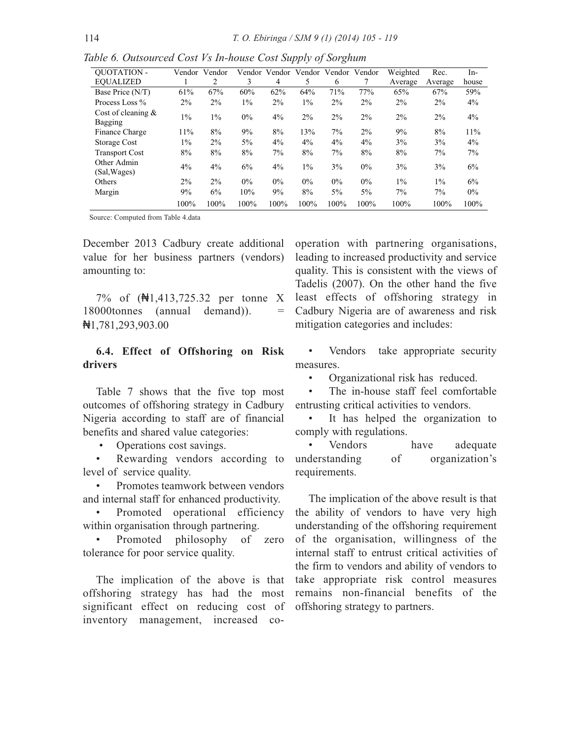*Table 6. Outsourced Cost Vs In-house Cost Supply of Sorghum*

| QUOTATION - EQUALIZED | Vendor 1 | Vendor 2 | Vendor 3 | Vendor 4 | Vendor 5 | Vendor 6 | Vendor 7 | Weighted Average | Rec. Average | In-house |
|---|---|---|---|---|---|---|---|---|---|---|
| Base Price (N/T) | 61% | 67% | 60% | 62% | 64% | 71% | 77% | 65% | 67% | 59% |
| Process Loss % | 2% | 2% | 1% | 2% | 1% | 2% | 2% | 2% | 2% | 4% |
| Cost of cleaning & Bagging | 1% | 1% | 0% | 4% | 2% | 2% | 2% | 2% | 2% | 4% |
| Finance Charge | 11% | 8% | 9% | 8% | 13% | 7% | 2% | 9% | 8% | 11% |
| Storage Cost | 1% | 2% | 5% | 4% | 4% | 4% | 4% | 3% | 3% | 4% |
| Transport Cost | 8% | 8% | 8% | 7% | 8% | 7% | 8% | 8% | 7% | 7% |
| Other Admin (Sal,Wages) | 4% | 4% | 6% | 4% | 1% | 3% | 0% | 3% | 3% | 6% |
| Others | 2% | 2% | 0% | 0% | 0% | 0% | 0% | 1% | 1% | 6% |
| Margin | 9% | 6% | 10% | 9% | 8% | 5% | 5% | 7% | 7% | 0% |
| | 100% | 100% | 100% | 100% | 100% | 100% | 100% | 100% | 100% | 100% |

Source: Computed from Table 4.data

December 2013 Cadbury create additional value for her business partners (vendors) amounting to:

7% of (₦1,413,725.32 per tonne X 18000tonnes (annual demand)). = ₦1,781,293,903.00

### 6.4. Effect of Offshoring on Risk drivers

Table 7 shows that the five top most outcomes of offshoring strategy in Cadbury Nigeria according to staff are of financial benefits and shared value categories:

- Operations cost savings.
- Rewarding vendors according to level of service quality.
- Promotes teamwork between vendors and internal staff for enhanced productivity.
- Promoted operational efficiency within organisation through partnering.
- Promoted philosophy of zero tolerance for poor service quality.

The implication of the above is that offshoring strategy has had the most significant effect on reducing cost of inventory management, increased co-operation with partnering organisations, leading to increased productivity and service quality. This is consistent with the views of Tadelis (2007). On the other hand the five least effects of offshoring strategy in Cadbury Nigeria are of awareness and risk mitigation categories and includes:

- Vendors take appropriate security measures.
- Organizational risk has reduced.
- The in-house staff feel comfortable entrusting critical activities to vendors.
- It has helped the organization to comply with regulations.
- Vendors have adequate understanding of organization's requirements.

The implication of the above result is that the ability of vendors to have very high understanding of the offshoring requirement of the organisation, willingness of the internal staff to entrust critical activities of the firm to vendors and ability of vendors to take appropriate risk control measures remains non-financial benefits of the offshoring strategy to partners.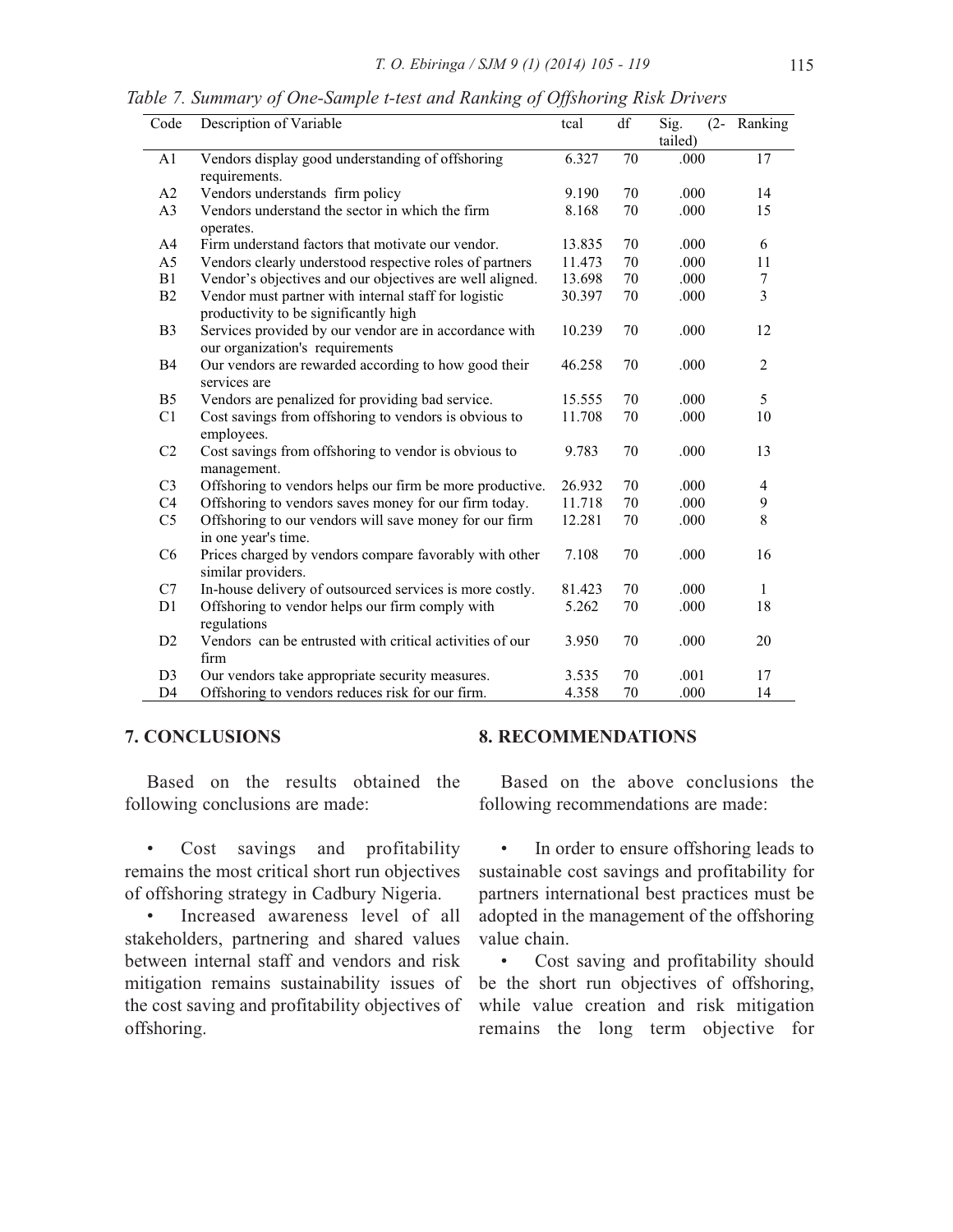*Table 7. Summary of One-Sample t-test and Ranking of Offshoring Risk Drivers*

| Code | Description of Variable | tcal | df | Sig. (2-tailed) | Ranking |
|---|---|---|---|---|---|
| A1 | Vendors display good understanding of offshoring requirements. | 6.327 | 70 | .000 | 17 |
| A2 | Vendors understands firm policy | 9.190 | 70 | .000 | 14 |
| A3 | Vendors understand the sector in which the firm operates. | 8.168 | 70 | .000 | 15 |
| A4 | Firm understand factors that motivate our vendor. | 13.835 | 70 | .000 | 6 |
| A5 | Vendors clearly understood respective roles of partners | 11.473 | 70 | .000 | 11 |
| B1 | Vendor's objectives and our objectives are well aligned. | 13.698 | 70 | .000 | 7 |
| B2 | Vendor must partner with internal staff for logistic productivity to be significantly high | 30.397 | 70 | .000 | 3 |
| B3 | Services provided by our vendor are in accordance with our organization's requirements | 10.239 | 70 | .000 | 12 |
| B4 | Our vendors are rewarded according to how good their services are | 46.258 | 70 | .000 | 2 |
| B5 | Vendors are penalized for providing bad service. | 15.555 | 70 | .000 | 5 |
| C1 | Cost savings from offshoring to vendors is obvious to employees. | 11.708 | 70 | .000 | 10 |
| C2 | Cost savings from offshoring to vendor is obvious to management. | 9.783 | 70 | .000 | 13 |
| C3 | Offshoring to vendors helps our firm be more productive. | 26.932 | 70 | .000 | 4 |
| C4 | Offshoring to vendors saves money for our firm today. | 11.718 | 70 | .000 | 9 |
| C5 | Offshoring to our vendors will save money for our firm in one year's time. | 12.281 | 70 | .000 | 8 |
| C6 | Prices charged by vendors compare favorably with other similar providers. | 7.108 | 70 | .000 | 16 |
| C7 | In-house delivery of outsourced services is more costly. | 81.423 | 70 | .000 | 1 |
| D1 | Offshoring to vendor helps our firm comply with regulations | 5.262 | 70 | .000 | 18 |
| D2 | Vendors can be entrusted with critical activities of our firm | 3.950 | 70 | .000 | 20 |
| D3 | Our vendors take appropriate security measures. | 3.535 | 70 | .001 | 17 |
| D4 | Offshoring to vendors reduces risk for our firm. | 4.358 | 70 | .000 | 14 |

## 7. CONCLUSIONS

Based on the results obtained the following conclusions are made:

- Cost savings and profitability remains the most critical short run objectives of offshoring strategy in Cadbury Nigeria.
- Increased awareness level of all stakeholders, partnering and shared values between internal staff and vendors and risk mitigation remains sustainability issues of the cost saving and profitability objectives of offshoring.

## 8. RECOMMENDATIONS

Based on the above conclusions the following recommendations are made:

- In order to ensure offshoring leads to sustainable cost savings and profitability for partners international best practices must be adopted in the management of the offshoring value chain.
- Cost saving and profitability should be the short run objectives of offshoring, while value creation and risk mitigation remains the long term objective for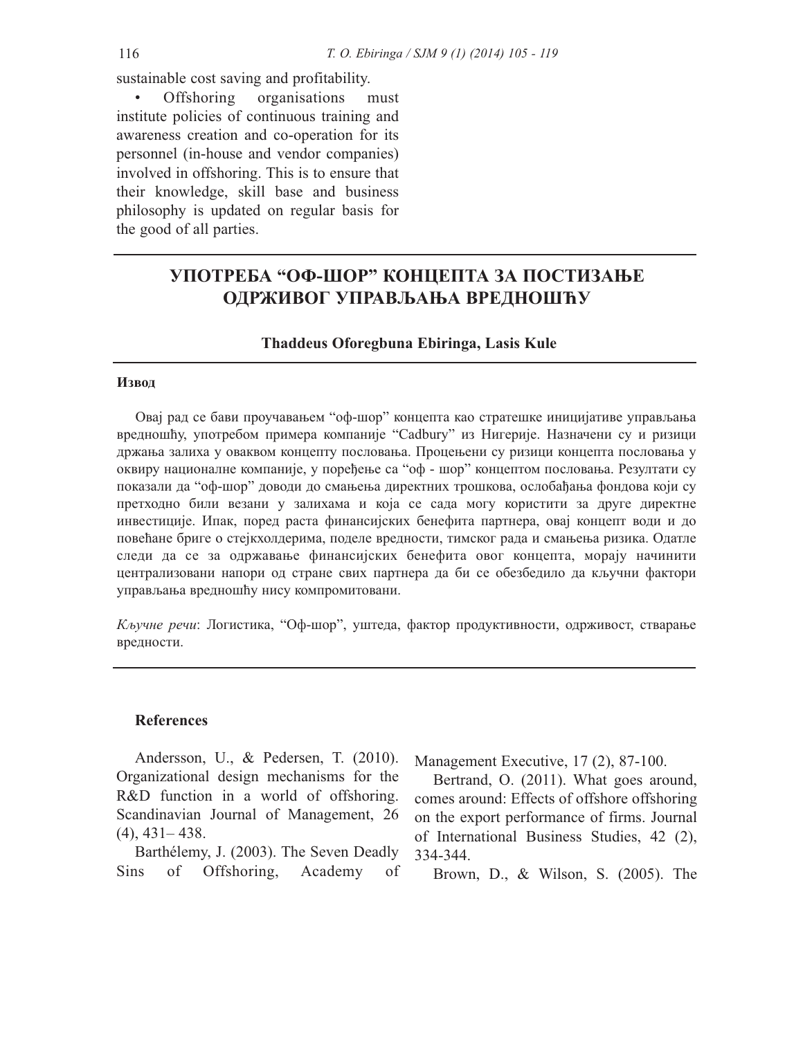sustainable cost saving and profitability.

- Offshoring organisations must institute policies of continuous training and awareness creation and co-operation for its personnel (in-house and vendor companies) involved in offshoring. This is to ensure that their knowledge, skill base and business philosophy is updated on regular basis for the good of all parties.

## УПОТРЕБА "ОФ-ШОР" КОНЦЕПТА ЗА ПОСТИЗАЊЕ ОДРЖИВОГ УПРАВЉАЊА ВРЕДНОШЋУ

**Thaddeus Oforegbuna Ebiringa, Lasis Kule**

**Извод**

Овај рад се бави проучавањем "оф-шор" концепта као стратешке иницијативе управљања вредношћу, употребом примера компаније "Cadbury" из Нигерије. Назначени су и ризици држања залиха у оваквом концепту пословања. Процењени су ризици концепта пословања у оквиру националне компаније, у поређење са "оф - шор" концептом пословања. Резултати су показали да "оф-шор" доводи до смањења директних трошкова, ослобађања фондова који су претходно били везани у залихама и која се сада могу користити за друге директне инвестиције. Ипак, поред раста финансијских бенефита партнера, овај концепт води и до повећане бриге о стејкхолдерима, поделе вредности, тимског рада и смањења ризика. Одатле следи да се за одржавање финансијских бенефита овог концепта, морају начинити централизовани напори од стране свих партнера да би се обезбедило да кључни фактори управљања вредношћу нису компромитовани.

*Кључне речи*: Логистика, "Оф-шор", уштеда, фактор продуктивности, одрживост, стварање вредности.

### References

Andersson, U., & Pedersen, T. (2010). Organizational design mechanisms for the R&D function in a world of offshoring. Scandinavian Journal of Management, 26 (4), 431– 438.

Barthélemy, J. (2003). The Seven Deadly Sins of Offshoring, Academy of Management Executive, 17 (2), 87-100.

Bertrand, O. (2011). What goes around, comes around: Effects of offshore offshoring on the export performance of firms. Journal of International Business Studies, 42 (2), 334-344.

Brown, D., & Wilson, S. (2005). The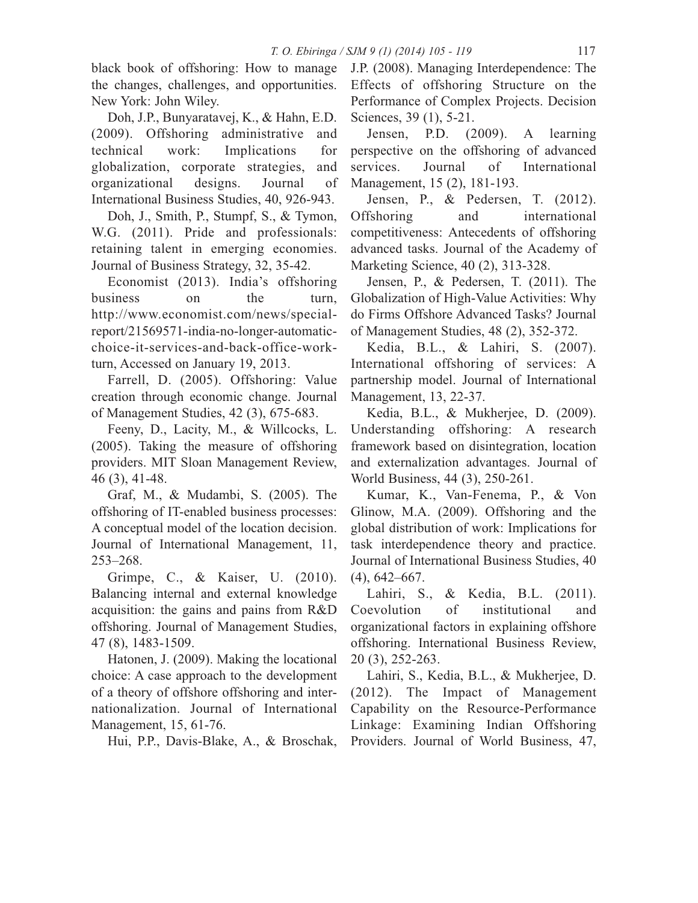black book of offshoring: How to manage the changes, challenges, and opportunities. New York: John Wiley.

Doh, J.P., Bunyaratavej, K., & Hahn, E.D. (2009). Offshoring administrative and technical work: Implications for globalization, corporate strategies, and organizational designs. Journal of International Business Studies, 40, 926-943.

Doh, J., Smith, P., Stumpf, S., & Tymon, W.G. (2011). Pride and professionals: retaining talent in emerging economies. Journal of Business Strategy, 32, 35-42.

Economist (2013). India's offshoring business on the turn, http://www.economist.com/news/special-report/21569571-india-no-longer-automatic-choice-it-services-and-back-office-work-turn, Accessed on January 19, 2013.

Farrell, D. (2005). Offshoring: Value creation through economic change. Journal of Management Studies, 42 (3), 675-683.

Feeny, D., Lacity, M., & Willcocks, L. (2005). Taking the measure of offshoring providers. MIT Sloan Management Review, 46 (3), 41-48.

Graf, M., & Mudambi, S. (2005). The offshoring of IT-enabled business processes: A conceptual model of the location decision. Journal of International Management, 11, 253–268.

Grimpe, C., & Kaiser, U. (2010). Balancing internal and external knowledge acquisition: the gains and pains from R&D offshoring. Journal of Management Studies, 47 (8), 1483-1509.

Hatonen, J. (2009). Making the locational choice: A case approach to the development of a theory of offshore offshoring and internationalization. Journal of International Management, 15, 61-76.

Hui, P.P., Davis-Blake, A., & Broschak, J.P. (2008). Managing Interdependence: The Effects of offshoring Structure on the Performance of Complex Projects. Decision Sciences, 39 (1), 5-21.

Jensen, P.D. (2009). A learning perspective on the offshoring of advanced services. Journal of International Management, 15 (2), 181-193.

Jensen, P., & Pedersen, T. (2012). Offshoring and international competitiveness: Antecedents of offshoring advanced tasks. Journal of the Academy of Marketing Science, 40 (2), 313-328.

Jensen, P., & Pedersen, T. (2011). The Globalization of High-Value Activities: Why do Firms Offshore Advanced Tasks? Journal of Management Studies, 48 (2), 352-372.

Kedia, B.L., & Lahiri, S. (2007). International offshoring of services: A partnership model. Journal of International Management, 13, 22-37.

Kedia, B.L., & Mukherjee, D. (2009). Understanding offshoring: A research framework based on disintegration, location and externalization advantages. Journal of World Business, 44 (3), 250-261.

Kumar, K., Van-Fenema, P., & Von Glinow, M.A. (2009). Offshoring and the global distribution of work: Implications for task interdependence theory and practice. Journal of International Business Studies, 40 (4), 642–667.

Lahiri, S., & Kedia, B.L. (2011). Coevolution of institutional and organizational factors in explaining offshore offshoring. International Business Review, 20 (3), 252-263.

Lahiri, S., Kedia, B.L., & Mukherjee, D. (2012). The Impact of Management Capability on the Resource-Performance Linkage: Examining Indian Offshoring Providers. Journal of World Business, 47,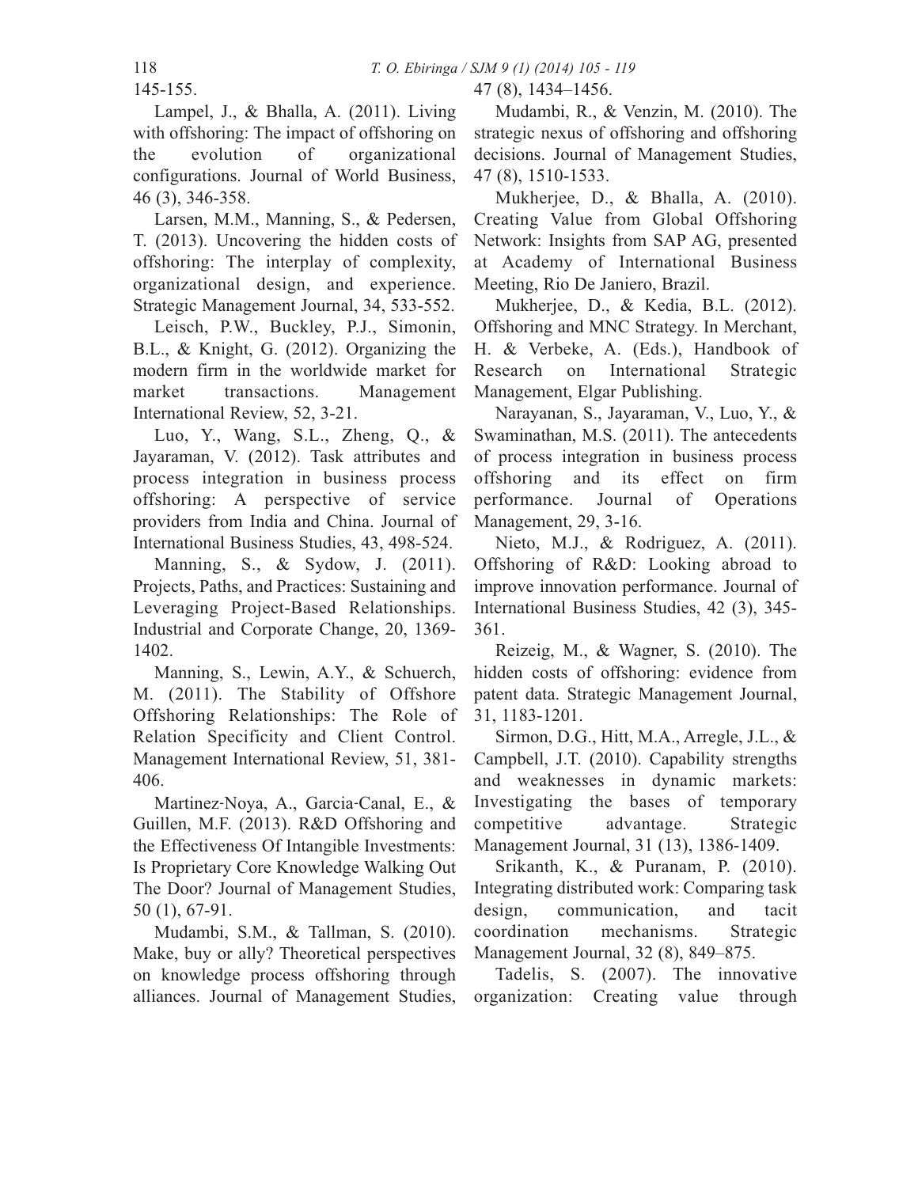145-155.

Lampel, J., & Bhalla, A. (2011). Living with offshoring: The impact of offshoring on the evolution of organizational configurations. Journal of World Business, 46 (3), 346-358.

Larsen, M.M., Manning, S., & Pedersen, T. (2013). Uncovering the hidden costs of offshoring: The interplay of complexity, organizational design, and experience. Strategic Management Journal, 34, 533-552.

Leisch, P.W., Buckley, P.J., Simonin, B.L., & Knight, G. (2012). Organizing the modern firm in the worldwide market for market transactions. Management International Review, 52, 3-21.

Luo, Y., Wang, S.L., Zheng, Q., & Jayaraman, V. (2012). Task attributes and process integration in business process offshoring: A perspective of service providers from India and China. Journal of International Business Studies, 43, 498-524.

Manning, S., & Sydow, J. (2011). Projects, Paths, and Practices: Sustaining and Leveraging Project-Based Relationships. Industrial and Corporate Change, 20, 1369-1402.

Manning, S., Lewin, A.Y., & Schuerch, M. (2011). The Stability of Offshore Offshoring Relationships: The Role of Relation Specificity and Client Control. Management International Review, 51, 381-406.

Martinez-Noya, A., Garcia-Canal, E., & Guillen, M.F. (2013). R&D Offshoring and the Effectiveness Of Intangible Investments: Is Proprietary Core Knowledge Walking Out The Door? Journal of Management Studies, 50 (1), 67-91.

Mudambi, S.M., & Tallman, S. (2010). Make, buy or ally? Theoretical perspectives on knowledge process offshoring through alliances. Journal of Management Studies, 47 (8), 1434–1456.

Mudambi, R., & Venzin, M. (2010). The strategic nexus of offshoring and offshoring decisions. Journal of Management Studies, 47 (8), 1510-1533.

Mukherjee, D., & Bhalla, A. (2010). Creating Value from Global Offshoring Network: Insights from SAP AG, presented at Academy of International Business Meeting, Rio De Janiero, Brazil.

Mukherjee, D., & Kedia, B.L. (2012). Offshoring and MNC Strategy. In Merchant, H. & Verbeke, A. (Eds.), Handbook of Research on International Strategic Management, Elgar Publishing.

Narayanan, S., Jayaraman, V., Luo, Y., & Swaminathan, M.S. (2011). The antecedents of process integration in business process offshoring and its effect on firm performance. Journal of Operations Management, 29, 3-16.

Nieto, M.J., & Rodriguez, A. (2011). Offshoring of R&D: Looking abroad to improve innovation performance. Journal of International Business Studies, 42 (3), 345-361.

Reizeig, M., & Wagner, S. (2010). The hidden costs of offshoring: evidence from patent data. Strategic Management Journal, 31, 1183-1201.

Sirmon, D.G., Hitt, M.A., Arregle, J.L., & Campbell, J.T. (2010). Capability strengths and weaknesses in dynamic markets: Investigating the bases of temporary competitive advantage. Strategic Management Journal, 31 (13), 1386-1409.

Srikanth, K., & Puranam, P. (2010). Integrating distributed work: Comparing task design, communication, and tacit coordination mechanisms. Strategic Management Journal, 32 (8), 849–875.

Tadelis, S. (2007). The innovative organization: Creating value through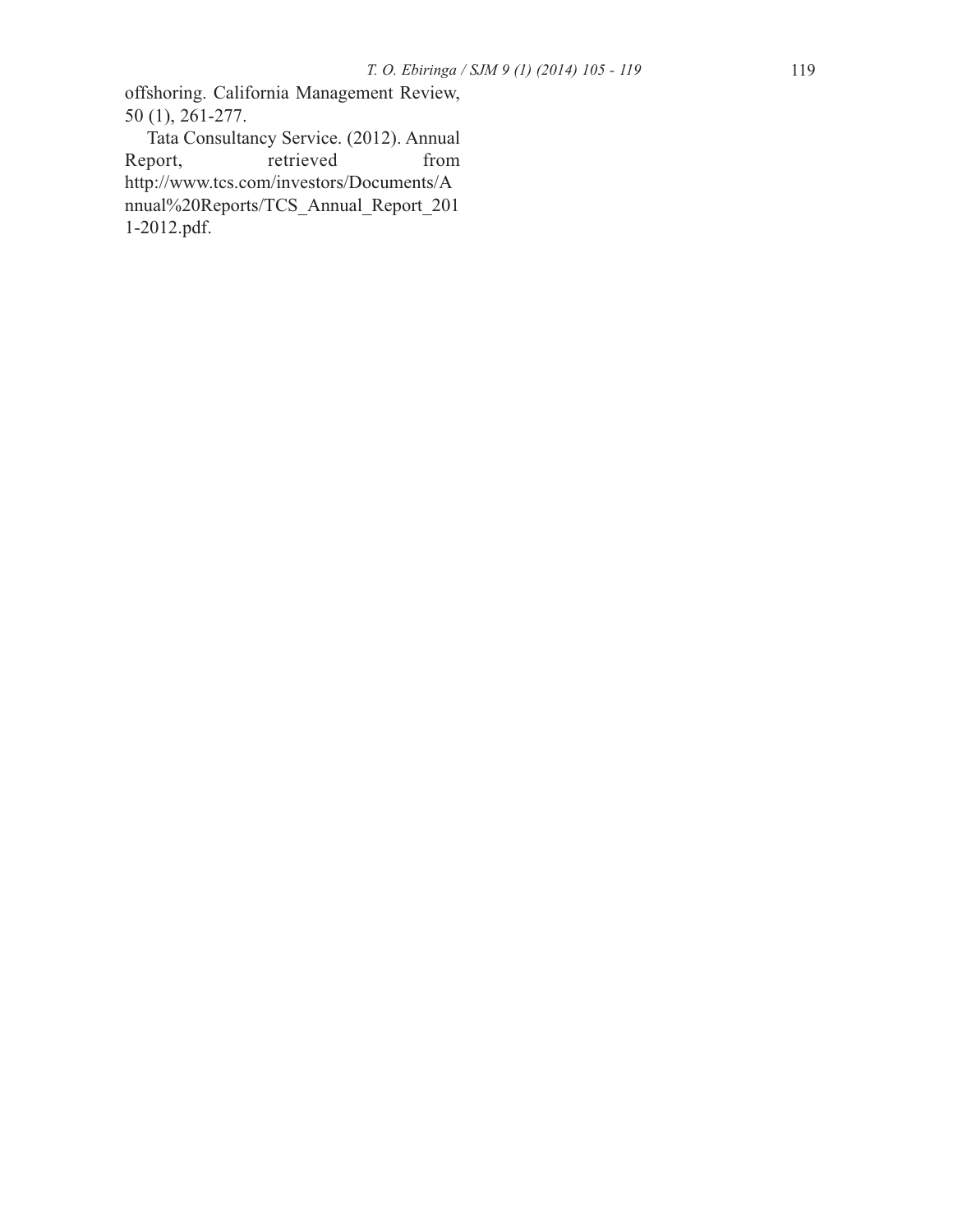offshoring. California Management Review, 50 (1), 261-277.

Tata Consultancy Service. (2012). Annual Report, retrieved from http://www.tcs.com/investors/Documents/Annual%20Reports/TCS_Annual_Report_2011-2012.pdf.